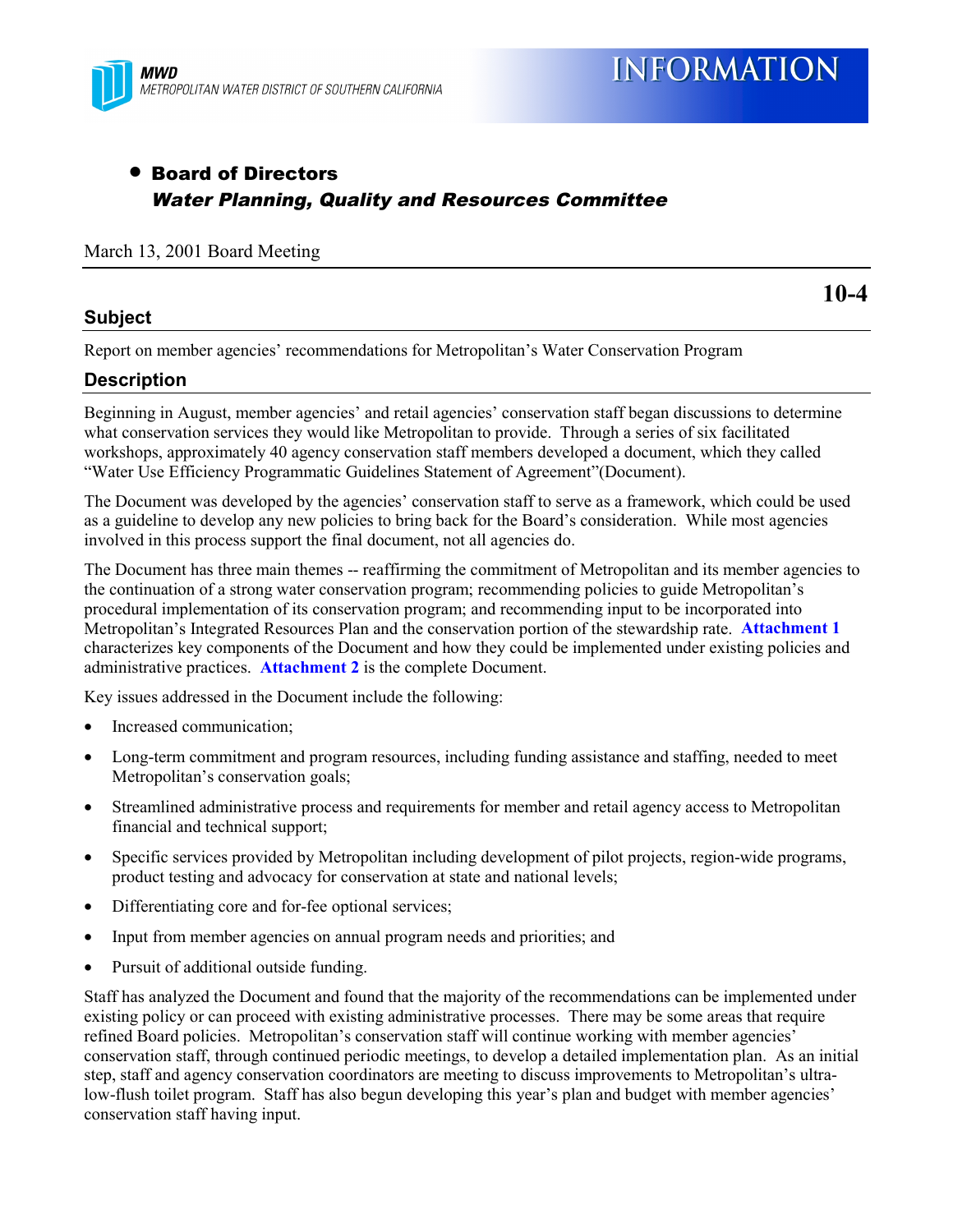MWD
METROPOLITAN WATER DISTRICT OF SOUTHERN CALIFORNIA

# INFORMATION

- **Board of Directors**
  ***Water Planning, Quality and Resources Committee***

March 13, 2001 Board Meeting

**10-4**

## Subject

Report on member agencies' recommendations for Metropolitan's Water Conservation Program

## Description

Beginning in August, member agencies' and retail agencies' conservation staff began discussions to determine what conservation services they would like Metropolitan to provide. Through a series of six facilitated workshops, approximately 40 agency conservation staff members developed a document, which they called "Water Use Efficiency Programmatic Guidelines Statement of Agreement"(Document).

The Document was developed by the agencies' conservation staff to serve as a framework, which could be used as a guideline to develop any new policies to bring back for the Board's consideration. While most agencies involved in this process support the final document, not all agencies do.

The Document has three main themes -- reaffirming the commitment of Metropolitan and its member agencies to the continuation of a strong water conservation program; recommending policies to guide Metropolitan's procedural implementation of its conservation program; and recommending input to be incorporated into Metropolitan's Integrated Resources Plan and the conservation portion of the stewardship rate. **Attachment 1** characterizes key components of the Document and how they could be implemented under existing policies and administrative practices. **Attachment 2** is the complete Document.

Key issues addressed in the Document include the following:

- Increased communication;
- Long-term commitment and program resources, including funding assistance and staffing, needed to meet Metropolitan's conservation goals;
- Streamlined administrative process and requirements for member and retail agency access to Metropolitan financial and technical support;
- Specific services provided by Metropolitan including development of pilot projects, region-wide programs, product testing and advocacy for conservation at state and national levels;
- Differentiating core and for-fee optional services;
- Input from member agencies on annual program needs and priorities; and
- Pursuit of additional outside funding.

Staff has analyzed the Document and found that the majority of the recommendations can be implemented under existing policy or can proceed with existing administrative processes. There may be some areas that require refined Board policies. Metropolitan's conservation staff will continue working with member agencies' conservation staff, through continued periodic meetings, to develop a detailed implementation plan. As an initial step, staff and agency conservation coordinators are meeting to discuss improvements to Metropolitan's ultra-low-flush toilet program. Staff has also begun developing this year's plan and budget with member agencies' conservation staff having input.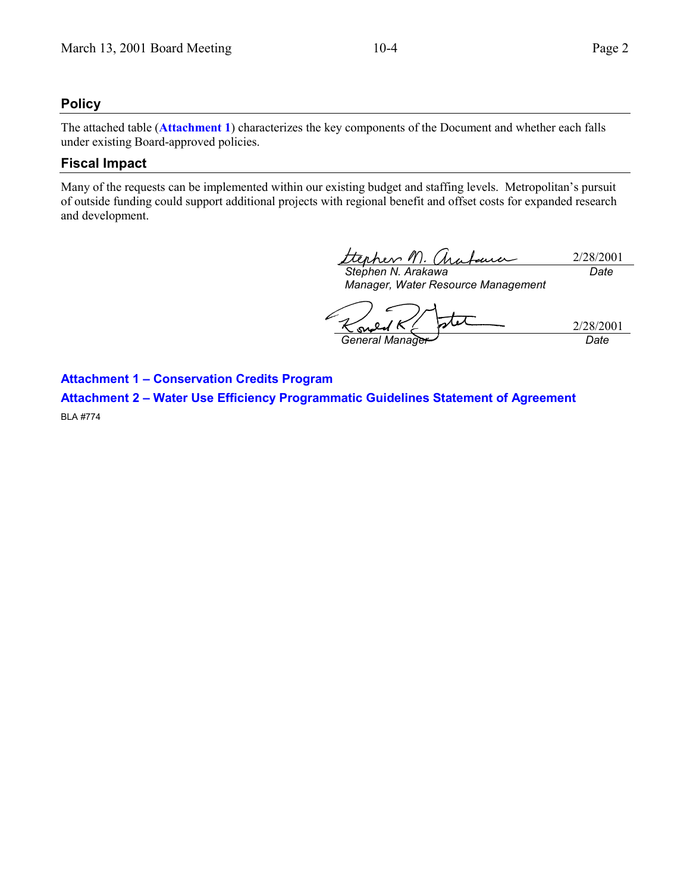## Policy

The attached table (**Attachment 1**) characterizes the key components of the Document and whether each falls under existing Board-approved policies.

## Fiscal Impact

Many of the requests can be implemented within our existing budget and staffing levels. Metropolitan's pursuit of outside funding could support additional projects with regional benefit and offset costs for expanded research and development.

| | |
|---|---|
| *Stephen N. Arakawa*<br>*Manager, Water Resource Management* | 2/28/2001<br>*Date* |
| *General Manager* | 2/28/2001<br>*Date* |

**Attachment 1 – Conservation Credits Program**

**Attachment 2 – Water Use Efficiency Programmatic Guidelines Statement of Agreement**

BLA #774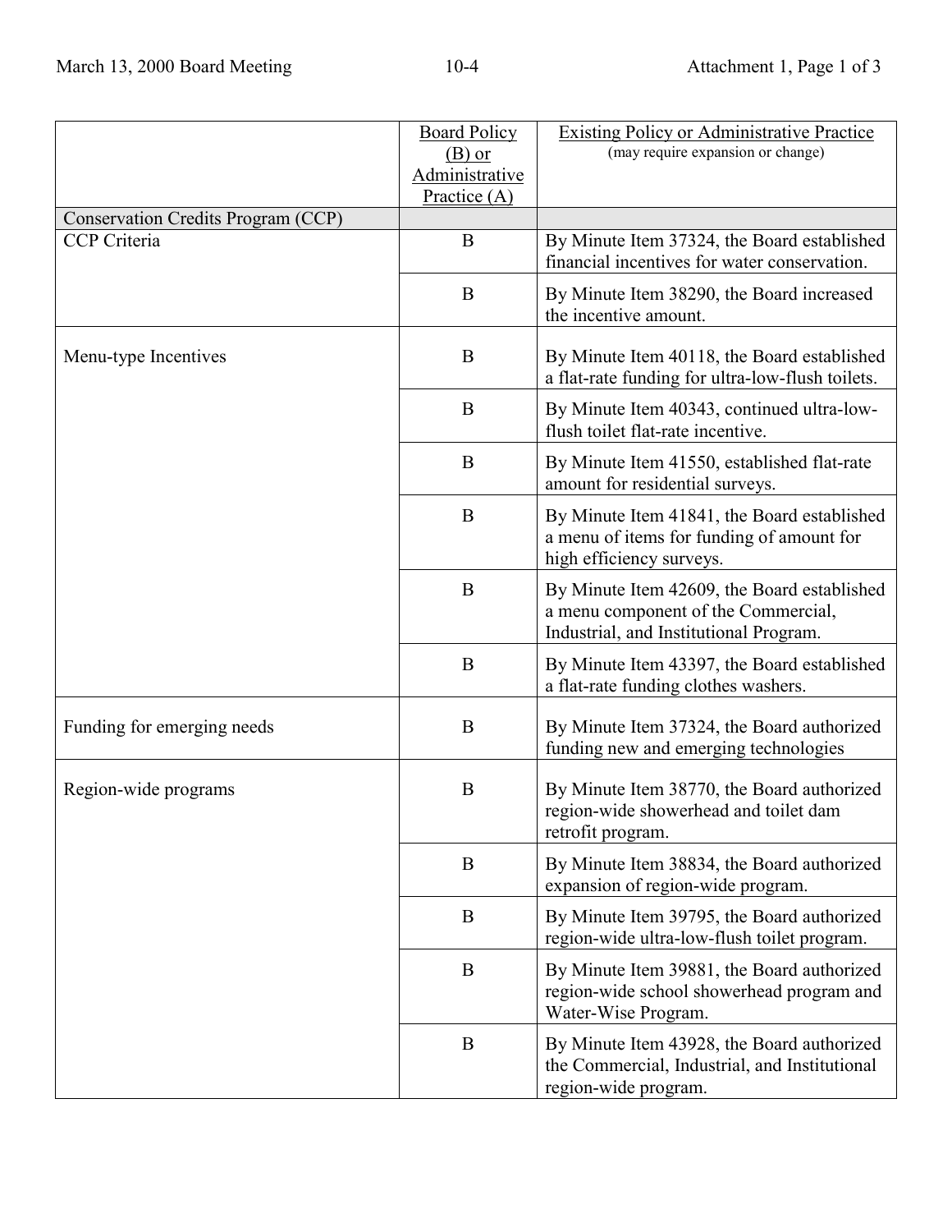| | Board Policy (B) or Administrative Practice (A) | Existing Policy or Administrative Practice (may require expansion or change) |
|---|---|---|
| Conservation Credits Program (CCP) | | |
| CCP Criteria | B | By Minute Item 37324, the Board established financial incentives for water conservation. |
| | B | By Minute Item 38290, the Board increased the incentive amount. |
| Menu-type Incentives | B | By Minute Item 40118, the Board established a flat-rate funding for ultra-low-flush toilets. |
| | B | By Minute Item 40343, continued ultra-low-flush toilet flat-rate incentive. |
| | B | By Minute Item 41550, established flat-rate amount for residential surveys. |
| | B | By Minute Item 41841, the Board established a menu of items for funding of amount for high efficiency surveys. |
| | B | By Minute Item 42609, the Board established a menu component of the Commercial, Industrial, and Institutional Program. |
| | B | By Minute Item 43397, the Board established a flat-rate funding clothes washers. |
| Funding for emerging needs | B | By Minute Item 37324, the Board authorized funding new and emerging technologies |
| Region-wide programs | B | By Minute Item 38770, the Board authorized region-wide showerhead and toilet dam retrofit program. |
| | B | By Minute Item 38834, the Board authorized expansion of region-wide program. |
| | B | By Minute Item 39795, the Board authorized region-wide ultra-low-flush toilet program. |
| | B | By Minute Item 39881, the Board authorized region-wide school showerhead program and Water-Wise Program. |
| | B | By Minute Item 43928, the Board authorized the Commercial, Industrial, and Institutional region-wide program. |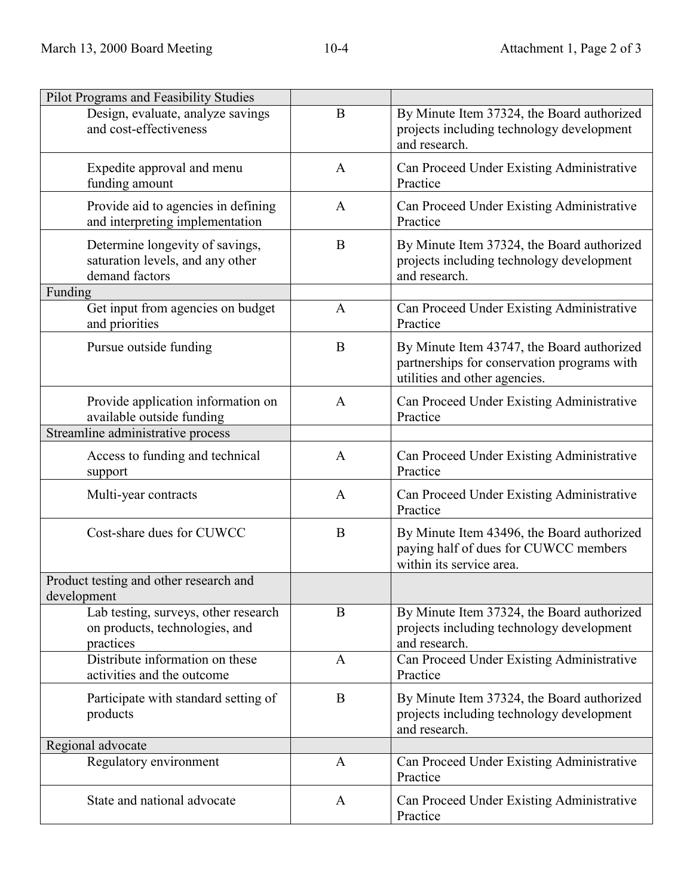| Pilot Programs and Feasibility Studies | | |
|---|---|---|
| Design, evaluate, analyze savings and cost-effectiveness | B | By Minute Item 37324, the Board authorized projects including technology development and research. |
| Expedite approval and menu funding amount | A | Can Proceed Under Existing Administrative Practice |
| Provide aid to agencies in defining and interpreting implementation | A | Can Proceed Under Existing Administrative Practice |
| Determine longevity of savings, saturation levels, and any other demand factors | B | By Minute Item 37324, the Board authorized projects including technology development and research. |
| Funding | | |
| Get input from agencies on budget and priorities | A | Can Proceed Under Existing Administrative Practice |
| Pursue outside funding | B | By Minute Item 43747, the Board authorized partnerships for conservation programs with utilities and other agencies. |
| Provide application information on available outside funding | A | Can Proceed Under Existing Administrative Practice |
| Streamline administrative process | | |
| Access to funding and technical support | A | Can Proceed Under Existing Administrative Practice |
| Multi-year contracts | A | Can Proceed Under Existing Administrative Practice |
| Cost-share dues for CUWCC | B | By Minute Item 43496, the Board authorized paying half of dues for CUWCC members within its service area. |
| Product testing and other research and development | | |
| Lab testing, surveys, other research on products, technologies, and practices | B | By Minute Item 37324, the Board authorized projects including technology development and research. |
| Distribute information on these activities and the outcome | A | Can Proceed Under Existing Administrative Practice |
| Participate with standard setting of products | B | By Minute Item 37324, the Board authorized projects including technology development and research. |
| Regional advocate | | |
| Regulatory environment | A | Can Proceed Under Existing Administrative Practice |
| State and national advocate | A | Can Proceed Under Existing Administrative Practice |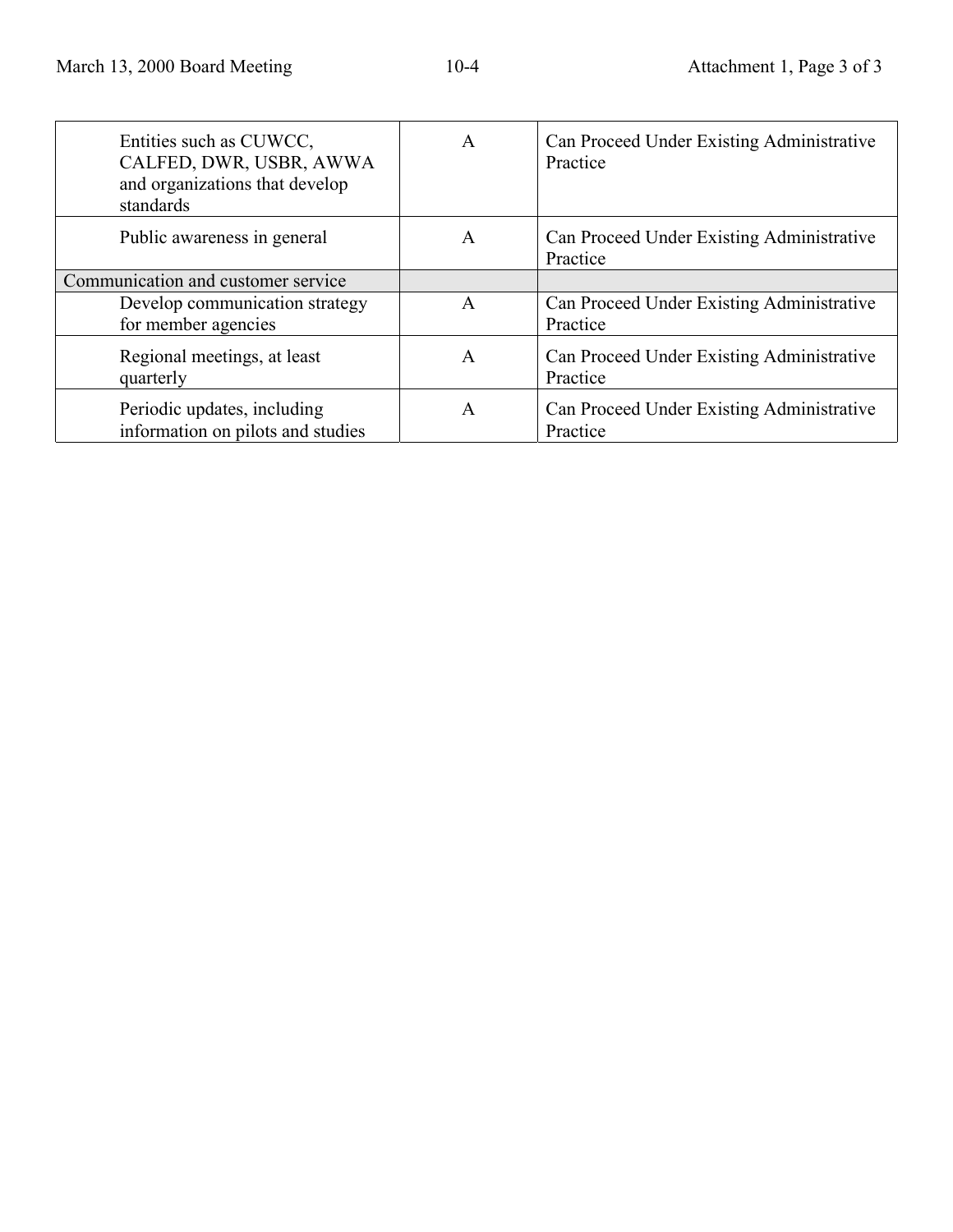| | | |
|---|---|---|
| Entities such as CUWCC, CALFED, DWR, USBR, AWWA and organizations that develop standards | A | Can Proceed Under Existing Administrative Practice |
| Public awareness in general | A | Can Proceed Under Existing Administrative Practice |
| Communication and customer service | | |
| Develop communication strategy for member agencies | A | Can Proceed Under Existing Administrative Practice |
| Regional meetings, at least quarterly | A | Can Proceed Under Existing Administrative Practice |
| Periodic updates, including information on pilots and studies | A | Can Proceed Under Existing Administrative Practice |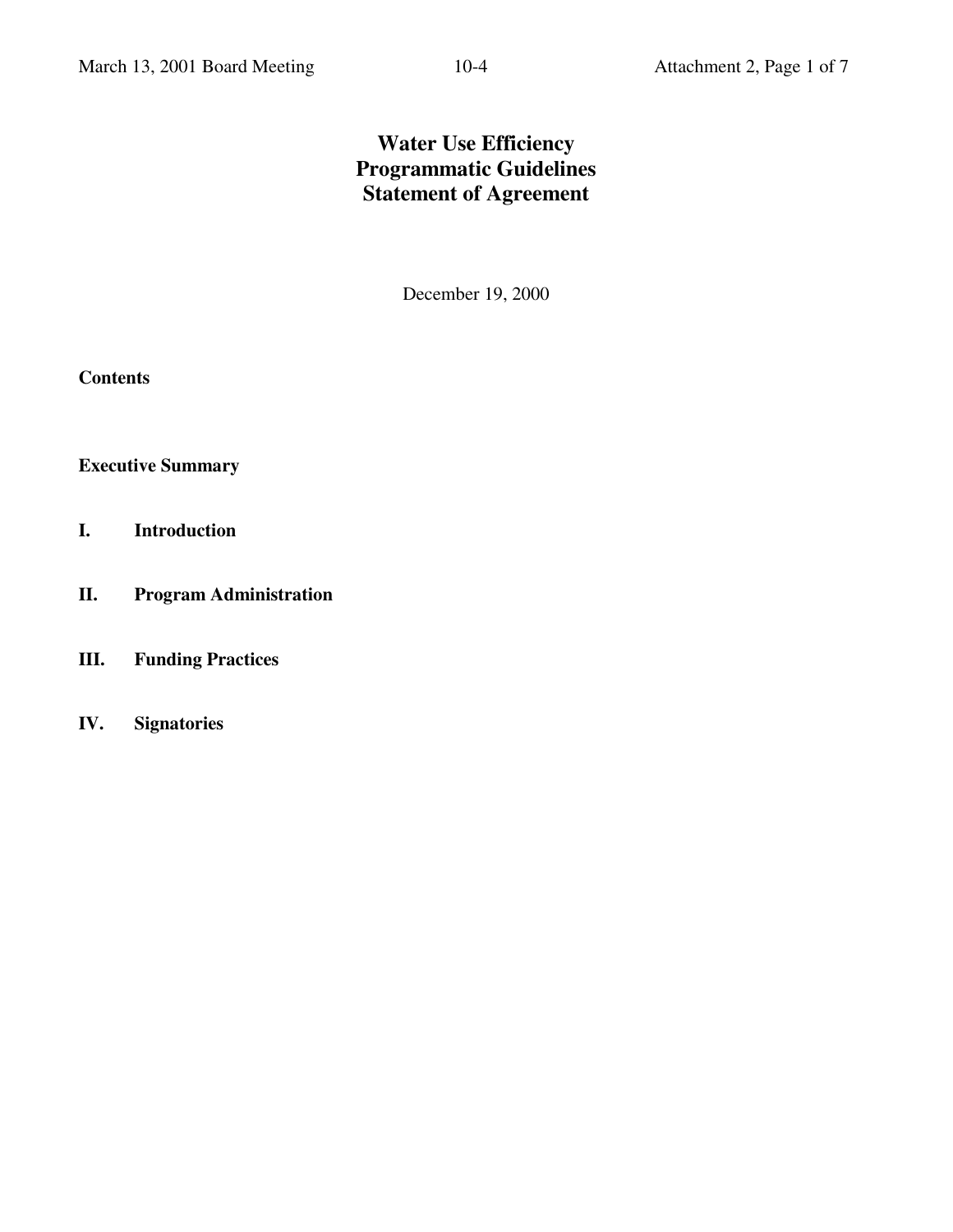# Water Use Efficiency
# Programmatic Guidelines
# Statement of Agreement

December 19, 2000

**Contents**

**Executive Summary**

**I. Introduction**

**II. Program Administration**

**III. Funding Practices**

**IV. Signatories**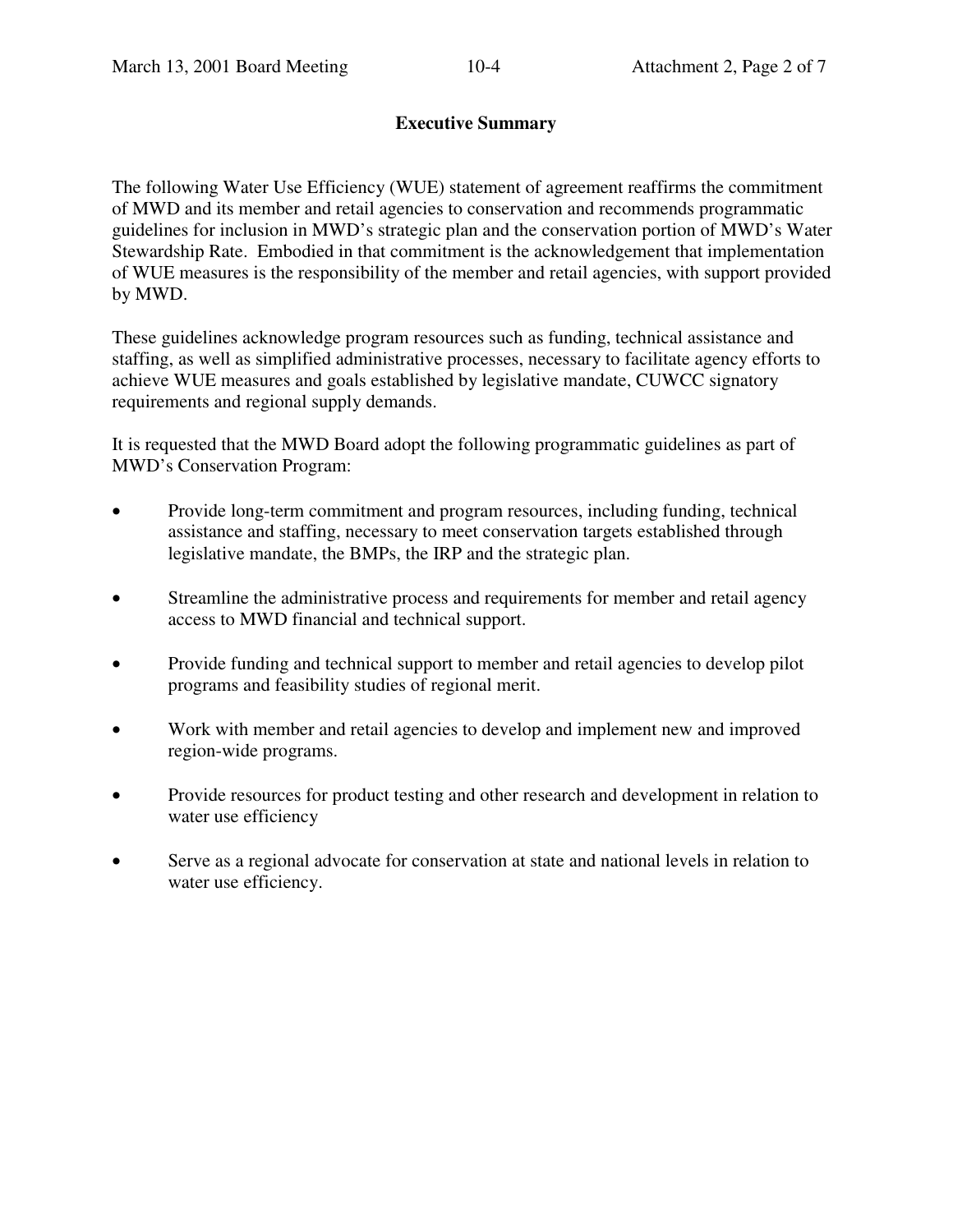## Executive Summary

The following Water Use Efficiency (WUE) statement of agreement reaffirms the commitment of MWD and its member and retail agencies to conservation and recommends programmatic guidelines for inclusion in MWD's strategic plan and the conservation portion of MWD's Water Stewardship Rate. Embodied in that commitment is the acknowledgement that implementation of WUE measures is the responsibility of the member and retail agencies, with support provided by MWD.

These guidelines acknowledge program resources such as funding, technical assistance and staffing, as well as simplified administrative processes, necessary to facilitate agency efforts to achieve WUE measures and goals established by legislative mandate, CUWCC signatory requirements and regional supply demands.

It is requested that the MWD Board adopt the following programmatic guidelines as part of MWD's Conservation Program:

- Provide long-term commitment and program resources, including funding, technical assistance and staffing, necessary to meet conservation targets established through legislative mandate, the BMPs, the IRP and the strategic plan.
- Streamline the administrative process and requirements for member and retail agency access to MWD financial and technical support.
- Provide funding and technical support to member and retail agencies to develop pilot programs and feasibility studies of regional merit.
- Work with member and retail agencies to develop and implement new and improved region-wide programs.
- Provide resources for product testing and other research and development in relation to water use efficiency
- Serve as a regional advocate for conservation at state and national levels in relation to water use efficiency.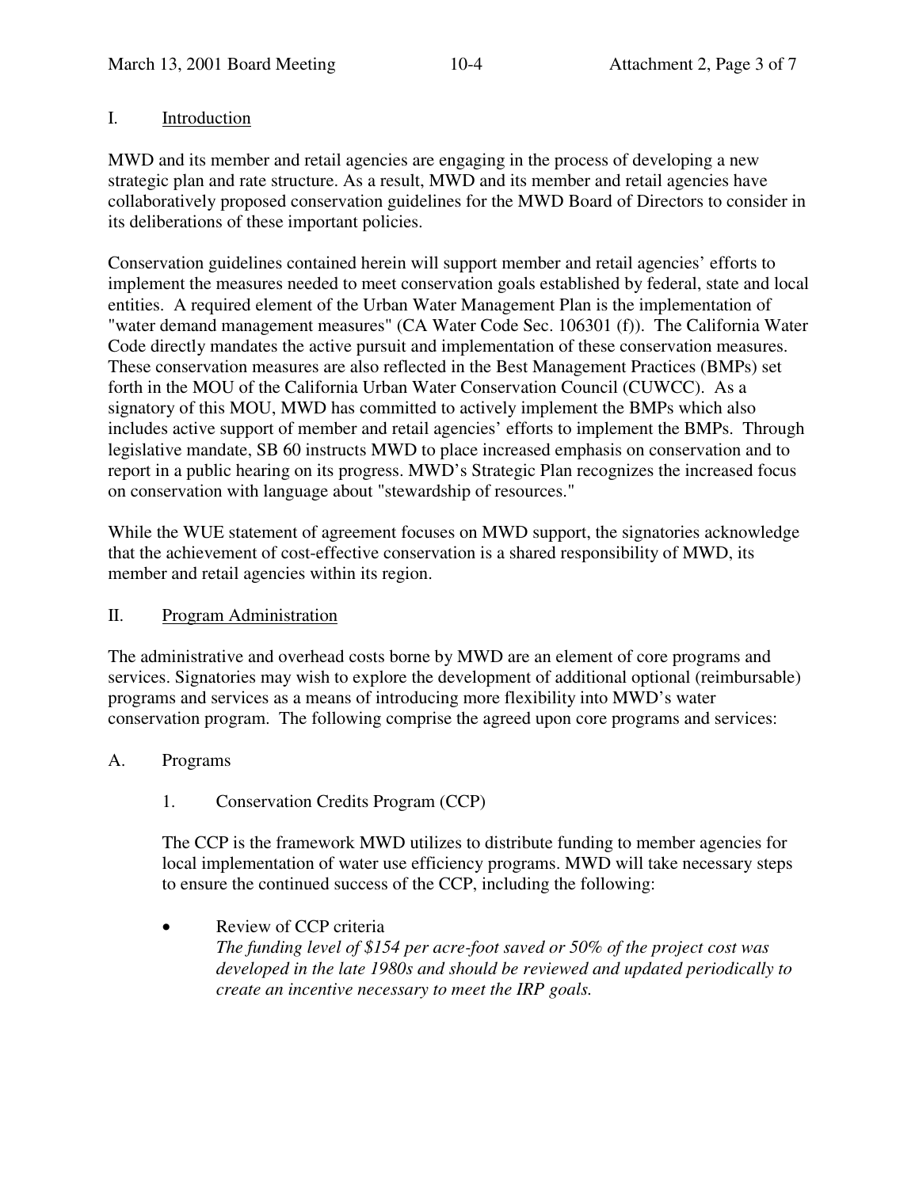## I. Introduction

MWD and its member and retail agencies are engaging in the process of developing a new strategic plan and rate structure. As a result, MWD and its member and retail agencies have collaboratively proposed conservation guidelines for the MWD Board of Directors to consider in its deliberations of these important policies.

Conservation guidelines contained herein will support member and retail agencies' efforts to implement the measures needed to meet conservation goals established by federal, state and local entities. A required element of the Urban Water Management Plan is the implementation of "water demand management measures" (CA Water Code Sec. 106301 (f)). The California Water Code directly mandates the active pursuit and implementation of these conservation measures. These conservation measures are also reflected in the Best Management Practices (BMPs) set forth in the MOU of the California Urban Water Conservation Council (CUWCC). As a signatory of this MOU, MWD has committed to actively implement the BMPs which also includes active support of member and retail agencies' efforts to implement the BMPs. Through legislative mandate, SB 60 instructs MWD to place increased emphasis on conservation and to report in a public hearing on its progress. MWD's Strategic Plan recognizes the increased focus on conservation with language about "stewardship of resources."

While the WUE statement of agreement focuses on MWD support, the signatories acknowledge that the achievement of cost-effective conservation is a shared responsibility of MWD, its member and retail agencies within its region.

## II. Program Administration

The administrative and overhead costs borne by MWD are an element of core programs and services. Signatories may wish to explore the development of additional optional (reimbursable) programs and services as a means of introducing more flexibility into MWD's water conservation program. The following comprise the agreed upon core programs and services:

### A. Programs

#### 1. Conservation Credits Program (CCP)

The CCP is the framework MWD utilizes to distribute funding to member agencies for local implementation of water use efficiency programs. MWD will take necessary steps to ensure the continued success of the CCP, including the following:

- Review of CCP criteria
  *The funding level of $154 per acre-foot saved or 50% of the project cost was developed in the late 1980s and should be reviewed and updated periodically to create an incentive necessary to meet the IRP goals.*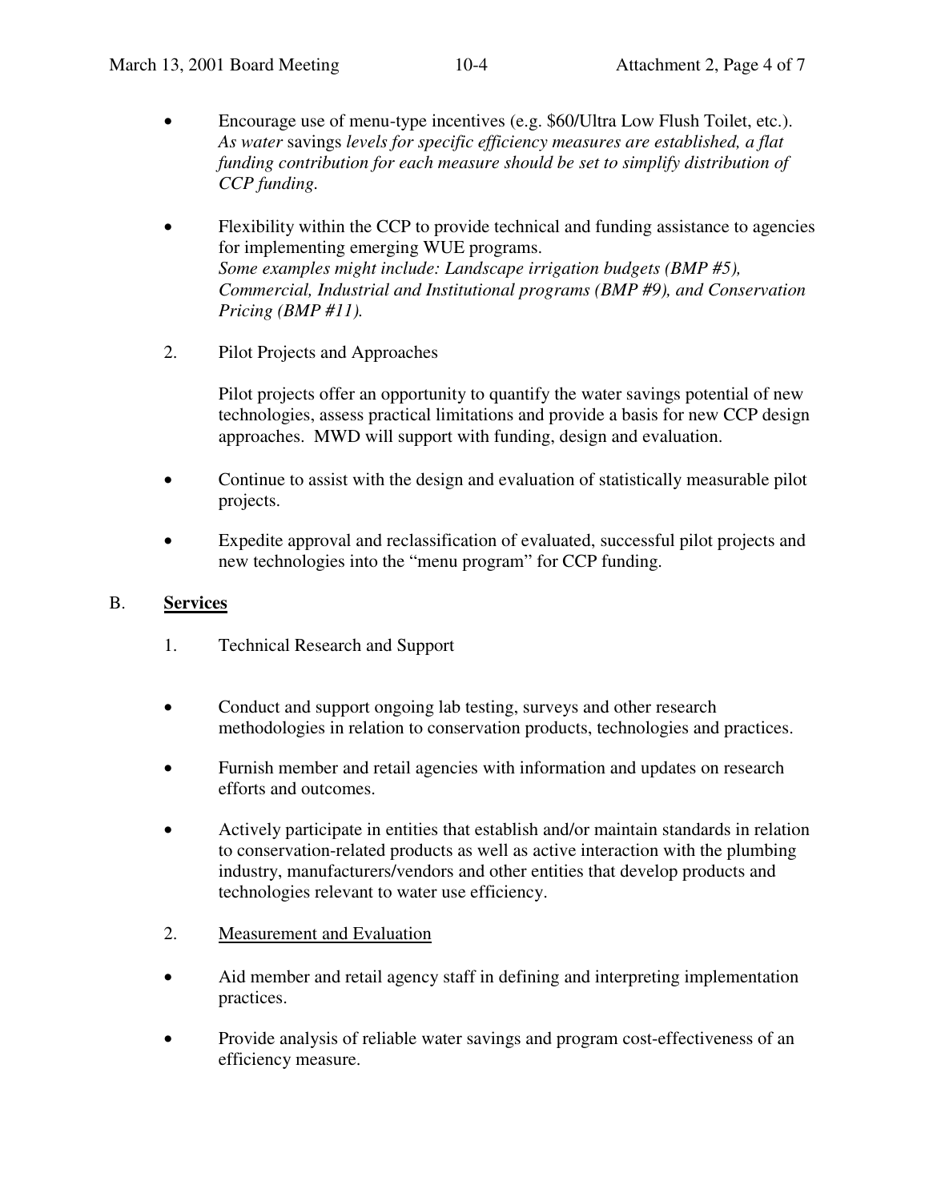- Encourage use of menu-type incentives (e.g. $60/Ultra Low Flush Toilet, etc.). *As water* savings *levels for specific efficiency measures are established, a flat funding contribution for each measure should be set to simplify distribution of CCP funding.*

- Flexibility within the CCP to provide technical and funding assistance to agencies for implementing emerging WUE programs. *Some examples might include: Landscape irrigation budgets (BMP #5), Commercial, Industrial and Institutional programs (BMP #9), and Conservation Pricing (BMP #11).*

2. Pilot Projects and Approaches

   Pilot projects offer an opportunity to quantify the water savings potential of new technologies, assess practical limitations and provide a basis for new CCP design approaches. MWD will support with funding, design and evaluation.

- Continue to assist with the design and evaluation of statistically measurable pilot projects.

- Expedite approval and reclassification of evaluated, successful pilot projects and new technologies into the "menu program" for CCP funding.

## B. **Services**

1. Technical Research and Support

- Conduct and support ongoing lab testing, surveys and other research methodologies in relation to conservation products, technologies and practices.

- Furnish member and retail agencies with information and updates on research efforts and outcomes.

- Actively participate in entities that establish and/or maintain standards in relation to conservation-related products as well as active interaction with the plumbing industry, manufacturers/vendors and other entities that develop products and technologies relevant to water use efficiency.

2. Measurement and Evaluation

- Aid member and retail agency staff in defining and interpreting implementation practices.

- Provide analysis of reliable water savings and program cost-effectiveness of an efficiency measure.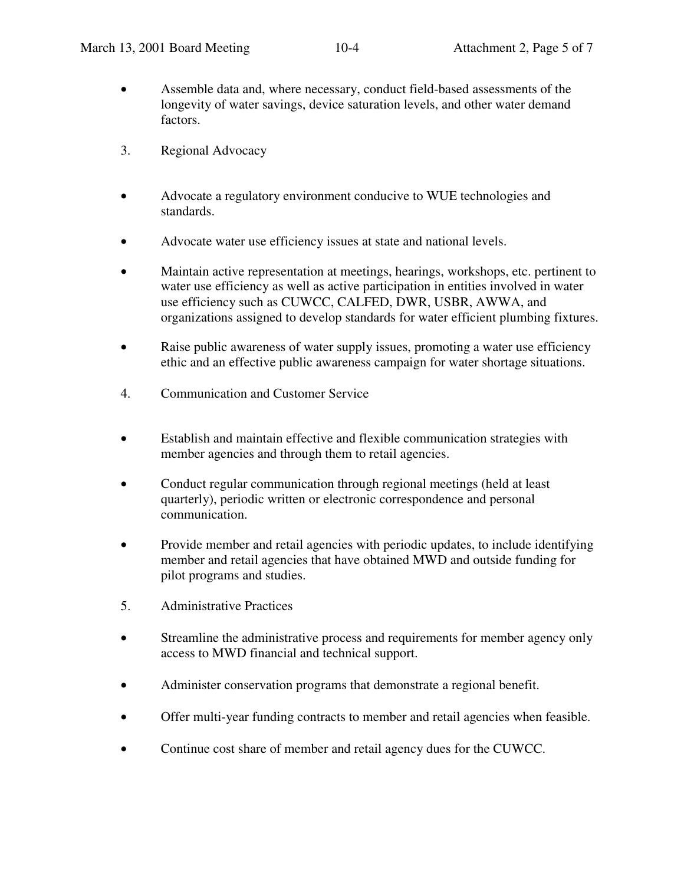- Assemble data and, where necessary, conduct field-based assessments of the longevity of water savings, device saturation levels, and other water demand factors.

3. Regional Advocacy

- Advocate a regulatory environment conducive to WUE technologies and standards.
- Advocate water use efficiency issues at state and national levels.
- Maintain active representation at meetings, hearings, workshops, etc. pertinent to water use efficiency as well as active participation in entities involved in water use efficiency such as CUWCC, CALFED, DWR, USBR, AWWA, and organizations assigned to develop standards for water efficient plumbing fixtures.
- Raise public awareness of water supply issues, promoting a water use efficiency ethic and an effective public awareness campaign for water shortage situations.

4. Communication and Customer Service

- Establish and maintain effective and flexible communication strategies with member agencies and through them to retail agencies.
- Conduct regular communication through regional meetings (held at least quarterly), periodic written or electronic correspondence and personal communication.
- Provide member and retail agencies with periodic updates, to include identifying member and retail agencies that have obtained MWD and outside funding for pilot programs and studies.

5. Administrative Practices

- Streamline the administrative process and requirements for member agency only access to MWD financial and technical support.
- Administer conservation programs that demonstrate a regional benefit.
- Offer multi-year funding contracts to member and retail agencies when feasible.
- Continue cost share of member and retail agency dues for the CUWCC.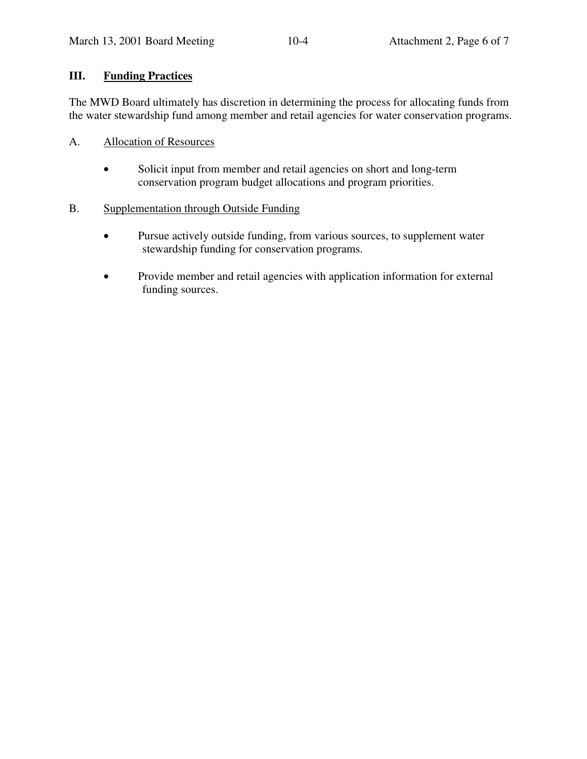## III. Funding Practices

The MWD Board ultimately has discretion in determining the process for allocating funds from the water stewardship fund among member and retail agencies for water conservation programs.

A. Allocation of Resources

- Solicit input from member and retail agencies on short and long-term conservation program budget allocations and program priorities.

B. Supplementation through Outside Funding

- Pursue actively outside funding, from various sources, to supplement water stewardship funding for conservation programs.
- Provide member and retail agencies with application information for external funding sources.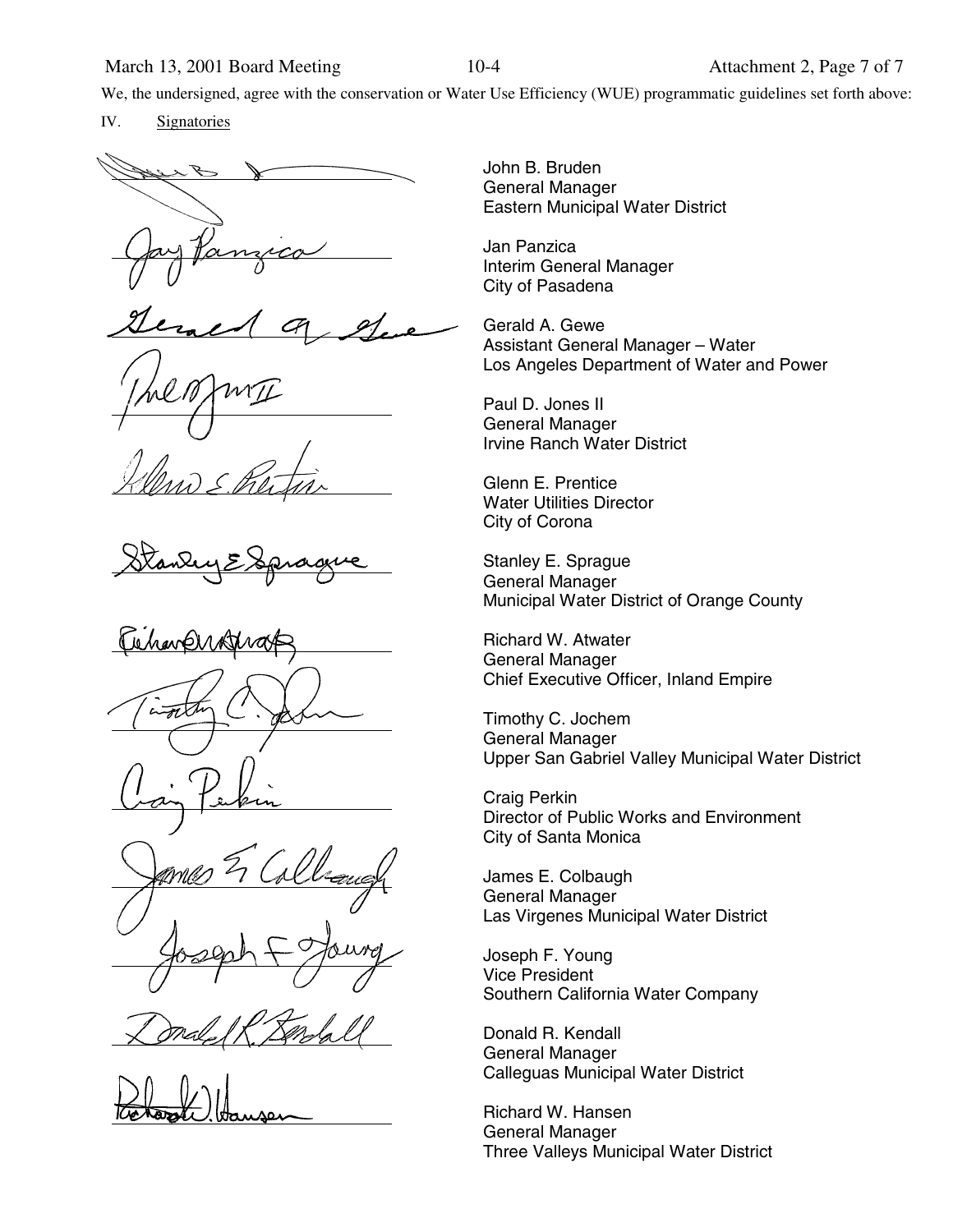We, the undersigned, agree with the conservation or Water Use Efficiency (WUE) programmatic guidelines set forth above:

IV. Signatories

John B. Bruden
General Manager
Eastern Municipal Water District

Jan Panzica
Interim General Manager
City of Pasadena

Gerald A. Gewe
Assistant General Manager – Water
Los Angeles Department of Water and Power

Paul D. Jones II
General Manager
Irvine Ranch Water District

Glenn E. Prentice
Water Utilities Director
City of Corona

Stanley E. Sprague
General Manager
Municipal Water District of Orange County

Richard W. Atwater
General Manager
Chief Executive Officer, Inland Empire

Timothy C. Jochem
General Manager
Upper San Gabriel Valley Municipal Water District

Craig Perkin
Director of Public Works and Environment
City of Santa Monica

James E. Colbaugh
General Manager
Las Virgenes Municipal Water District

Joseph F. Young
Vice President
Southern California Water Company

Donald R. Kendall
General Manager
Calleguas Municipal Water District

Richard W. Hansen
General Manager
Three Valleys Municipal Water District